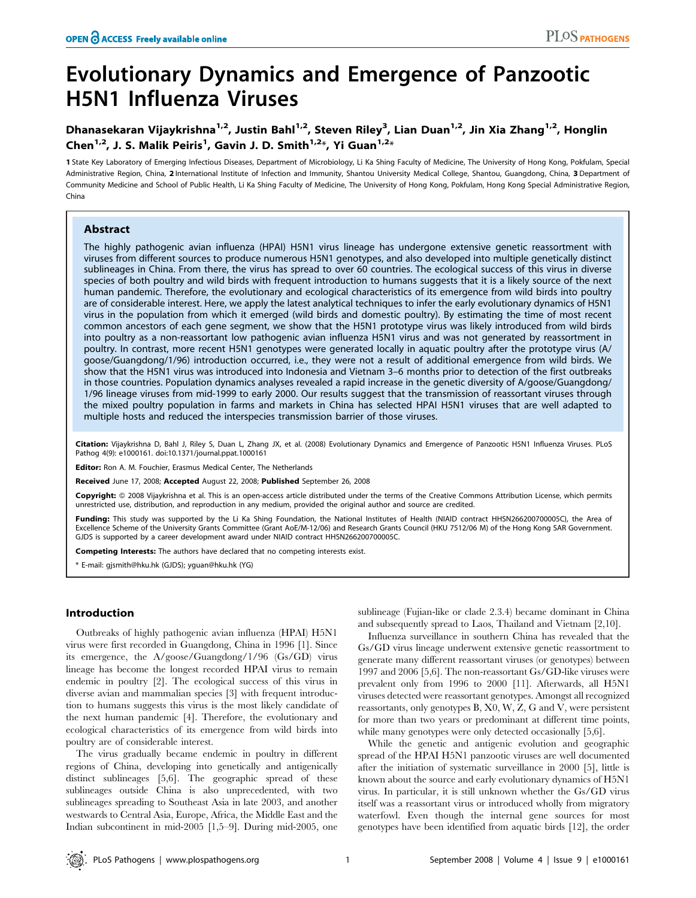OPEN ACCESS Freely available online

# Evolutionary Dynamics and Emergence of Panzootic H5N1 Influenza Viruses

Dhanasekaran Vijaykrishna[1,2], Justin Bahl[1,2], Steven Riley[3], Lian Duan[1,2], Jin Xia Zhang[1,2], Honglin Chen[1,2], J. S. Malik Peiris[1], Gavin J. D. Smith[1,2]*, Yi Guan[1,2]*

**1** State Key Laboratory of Emerging Infectious Diseases, Department of Microbiology, Li Ka Shing Faculty of Medicine, The University of Hong Kong, Pokfulam, Special Administrative Region, China, **2** International Institute of Infection and Immunity, Shantou University Medical College, Shantou, Guangdong, China, **3** Department of Community Medicine and School of Public Health, Li Ka Shing Faculty of Medicine, The University of Hong Kong, Pokfulam, Hong Kong Special Administrative Region, China

## Abstract

The highly pathogenic avian influenza (HPAI) H5N1 virus lineage has undergone extensive genetic reassortment with viruses from different sources to produce numerous H5N1 genotypes, and also developed into multiple genetically distinct sublineages in China. From there, the virus has spread to over 60 countries. The ecological success of this virus in diverse species of both poultry and wild birds with frequent introduction to humans suggests that it is a likely source of the next human pandemic. Therefore, the evolutionary and ecological characteristics of its emergence from wild birds into poultry are of considerable interest. Here, we apply the latest analytical techniques to infer the early evolutionary dynamics of H5N1 virus in the population from which it emerged (wild birds and domestic poultry). By estimating the time of most recent common ancestors of each gene segment, we show that the H5N1 prototype virus was likely introduced from wild birds into poultry as a non-reassortant low pathogenic avian influenza H5N1 virus and was not generated by reassortment in poultry. In contrast, more recent H5N1 genotypes were generated locally in aquatic poultry after the prototype virus (A/goose/Guangdong/1/96) introduction occurred, i.e., they were not a result of additional emergence from wild birds. We show that the H5N1 virus was introduced into Indonesia and Vietnam 3–6 months prior to detection of the first outbreaks in those countries. Population dynamics analyses revealed a rapid increase in the genetic diversity of A/goose/Guangdong/1/96 lineage viruses from mid-1999 to early 2000. Our results suggest that the transmission of reassortant viruses through the mixed poultry population in farms and markets in China has selected HPAI H5N1 viruses that are well adapted to multiple hosts and reduced the interspecies transmission barrier of those viruses.

**Citation:** Vijaykrishna D, Bahl J, Riley S, Duan L, Zhang JX, et al. (2008) Evolutionary Dynamics and Emergence of Panzootic H5N1 Influenza Viruses. PLoS Pathog 4(9): e1000161. doi:10.1371/journal.ppat.1000161

**Editor:** Ron A. M. Fouchier, Erasmus Medical Center, The Netherlands

**Received** June 17, 2008; **Accepted** August 22, 2008; **Published** September 26, 2008

**Copyright:** © 2008 Vijaykrishna et al. This is an open-access article distributed under the terms of the Creative Commons Attribution License, which permits unrestricted use, distribution, and reproduction in any medium, provided the original author and source are credited.

**Funding:** This study was supported by the Li Ka Shing Foundation, the National Institutes of Health (NIAID contract HHSN266200700005C), the Area of Excellence Scheme of the University Grants Committee (Grant AoE/M-12/06) and Research Grants Council (HKU 7512/06 M) of the Hong Kong SAR Government. GJDS is supported by a career development award under NIAID contract HHSN266200700005C.

**Competing Interests:** The authors have declared that no competing interests exist.

\* E-mail: gjsmith@hku.hk (GJDS); yguan@hku.hk (YG)

## Introduction

Outbreaks of highly pathogenic avian influenza (HPAI) H5N1 virus were first recorded in Guangdong, China in 1996 [1]. Since its emergence, the A/goose/Guangdong/1/96 (Gs/GD) virus lineage has become the longest recorded HPAI virus to remain endemic in poultry [2]. The ecological success of this virus in diverse avian and mammalian species [3] with frequent introduction to humans suggests this virus is the most likely candidate of the next human pandemic [4]. Therefore, the evolutionary and ecological characteristics of its emergence from wild birds into poultry are of considerable interest.

The virus gradually became endemic in poultry in different regions of China, developing into genetically and antigenically distinct sublineages [5,6]. The geographic spread of these sublineages outside China is also unprecedented, with two sublineages spreading to Southeast Asia in late 2003, and another westwards to Central Asia, Europe, Africa, the Middle East and the Indian subcontinent in mid-2005 [1,5–9]. During mid-2005, one sublineage (Fujian-like or clade 2.3.4) became dominant in China and subsequently spread to Laos, Thailand and Vietnam [2,10].

Influenza surveillance in southern China has revealed that the Gs/GD virus lineage underwent extensive genetic reassortment to generate many different reassortant viruses (or genotypes) between 1997 and 2006 [5,6]. The non-reassortant Gs/GD-like viruses were prevalent only from 1996 to 2000 [11]. Afterwards, all H5N1 viruses detected were reassortant genotypes. Amongst all recognized reassortants, only genotypes B, X0, W, Z, G and V, were persistent for more than two years or predominant at different time points, while many genotypes were only detected occasionally [5,6].

While the genetic and antigenic evolution and geographic spread of the HPAI H5N1 panzootic viruses are well documented after the initiation of systematic surveillance in 2000 [5], little is known about the source and early evolutionary dynamics of H5N1 virus. In particular, it is still unknown whether the Gs/GD virus itself was a reassortant virus or introduced wholly from migratory waterfowl. Even though the internal gene sources for most genotypes have been identified from aquatic birds [12], the order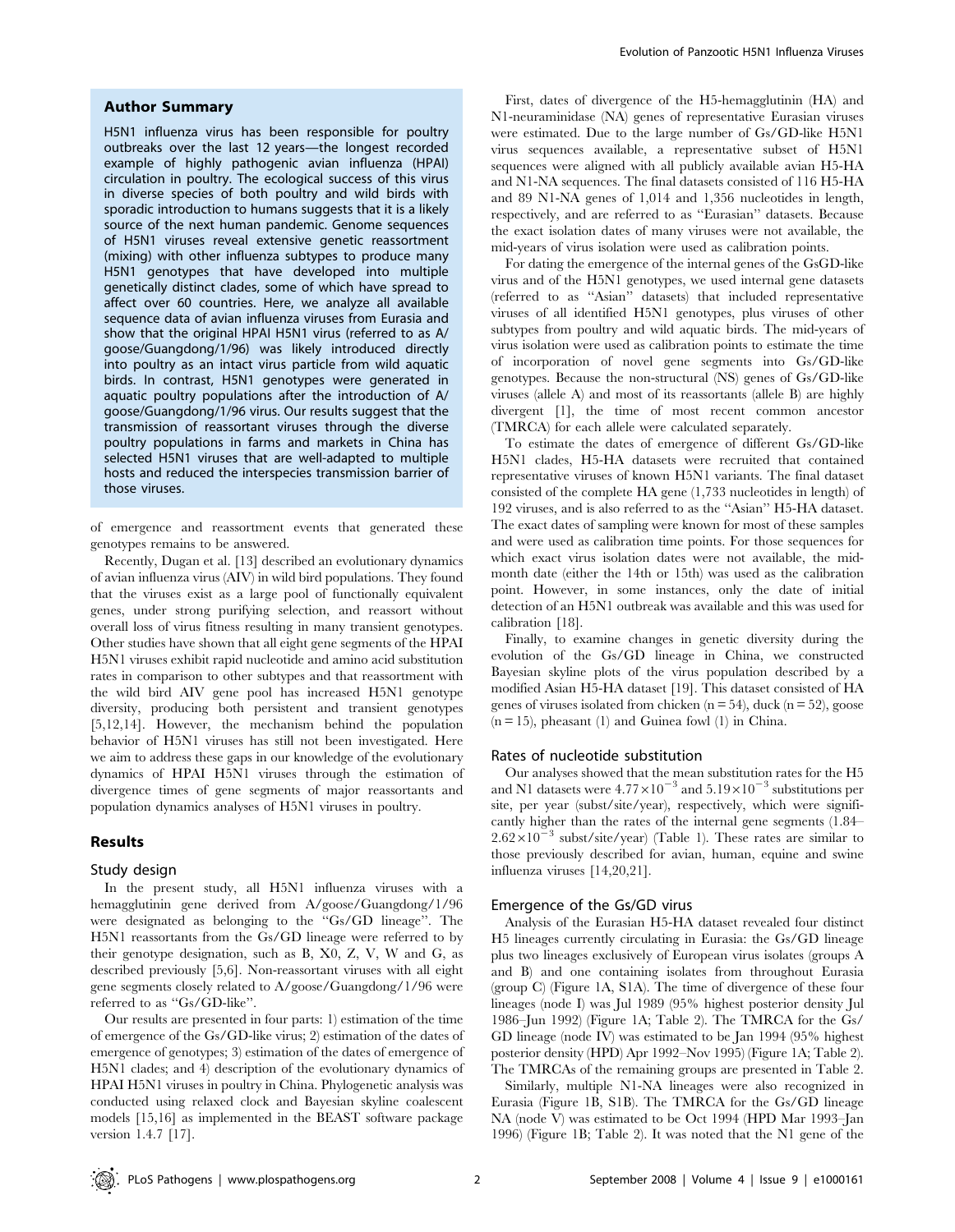## Author Summary

H5N1 influenza virus has been responsible for poultry outbreaks over the last 12 years—the longest recorded example of highly pathogenic avian influenza (HPAI) circulation in poultry. The ecological success of this virus in diverse species of both poultry and wild birds with sporadic introduction to humans suggests that it is a likely source of the next human pandemic. Genome sequences of H5N1 viruses reveal extensive genetic reassortment (mixing) with other influenza subtypes to produce many H5N1 genotypes that have developed into multiple genetically distinct clades, some of which have spread to affect over 60 countries. Here, we analyze all available sequence data of avian influenza viruses from Eurasia and show that the original HPAI H5N1 virus (referred to as A/goose/Guangdong/1/96) was likely introduced directly into poultry as an intact virus particle from wild aquatic birds. In contrast, H5N1 genotypes were generated in aquatic poultry populations after the introduction of A/goose/Guangdong/1/96 virus. Our results suggest that the transmission of reassortant viruses through the diverse poultry populations in farms and markets in China has selected H5N1 viruses that are well-adapted to multiple hosts and reduced the interspecies transmission barrier of those viruses.

of emergence and reassortment events that generated these genotypes remains to be answered.

Recently, Dugan et al. [13] described an evolutionary dynamics of avian influenza virus (AIV) in wild bird populations. They found that the viruses exist as a large pool of functionally equivalent genes, under strong purifying selection, and reassort without overall loss of virus fitness resulting in many transient genotypes. Other studies have shown that all eight gene segments of the HPAI H5N1 viruses exhibit rapid nucleotide and amino acid substitution rates in comparison to other subtypes and that reassortment with the wild bird AIV gene pool has increased H5N1 genotype diversity, producing both persistent and transient genotypes [5,12,14]. However, the mechanism behind the population behavior of H5N1 viruses has still not been investigated. Here we aim to address these gaps in our knowledge of the evolutionary dynamics of HPAI H5N1 viruses through the estimation of divergence times of gene segments of major reassortants and population dynamics analyses of H5N1 viruses in poultry.

## Results

### Study design

In the present study, all H5N1 influenza viruses with a hemagglutinin gene derived from A/goose/Guangdong/1/96 were designated as belonging to the "Gs/GD lineage". The H5N1 reassortants from the Gs/GD lineage were referred to by their genotype designation, such as B, X0, Z, V, W and G, as described previously [5,6]. Non-reassortant viruses with all eight gene segments closely related to A/goose/Guangdong/1/96 were referred to as "Gs/GD-like".

Our results are presented in four parts: 1) estimation of the time of emergence of the Gs/GD-like virus; 2) estimation of the dates of emergence of genotypes; 3) estimation of the dates of emergence of H5N1 clades; and 4) description of the evolutionary dynamics of HPAI H5N1 viruses in poultry in China. Phylogenetic analysis was conducted using relaxed clock and Bayesian skyline coalescent models [15,16] as implemented in the BEAST software package version 1.4.7 [17].

First, dates of divergence of the H5-hemagglutinin (HA) and N1-neuraminidase (NA) genes of representative Eurasian viruses were estimated. Due to the large number of Gs/GD-like H5N1 virus sequences available, a representative subset of H5N1 sequences were aligned with all publicly available avian H5-HA and N1-NA sequences. The final datasets consisted of 116 H5-HA and 89 N1-NA genes of 1,014 and 1,356 nucleotides in length, respectively, and are referred to as "Eurasian" datasets. Because the exact isolation dates of many viruses were not available, the mid-years of virus isolation were used as calibration points.

For dating the emergence of the internal genes of the GsGD-like virus and of the H5N1 genotypes, we used internal gene datasets (referred to as "Asian" datasets) that included representative viruses of all identified H5N1 genotypes, plus viruses of other subtypes from poultry and wild aquatic birds. The mid-years of virus isolation were used as calibration points to estimate the time of incorporation of novel gene segments into Gs/GD-like genotypes. Because the non-structural (NS) genes of Gs/GD-like viruses (allele A) and most of its reassortants (allele B) are highly divergent [1], the time of most recent common ancestor (TMRCA) for each allele were calculated separately.

To estimate the dates of emergence of different Gs/GD-like H5N1 clades, H5-HA datasets were recruited that contained representative viruses of known H5N1 variants. The final dataset consisted of the complete HA gene (1,733 nucleotides in length) of 192 viruses, and is also referred to as the "Asian" H5-HA dataset. The exact dates of sampling were known for most of these samples and were used as calibration time points. For those sequences for which exact virus isolation dates were not available, the mid-month date (either the 14th or 15th) was used as the calibration point. However, in some instances, only the date of initial detection of an H5N1 outbreak was available and this was used for calibration [18].

Finally, to examine changes in genetic diversity during the evolution of the Gs/GD lineage in China, we constructed Bayesian skyline plots of the virus population described by a modified Asian H5-HA dataset [19]. This dataset consisted of HA genes of viruses isolated from chicken (n = 54), duck (n = 52), goose (n = 15), pheasant (1) and Guinea fowl (1) in China.

### Rates of nucleotide substitution

Our analyses showed that the mean substitution rates for the H5 and N1 datasets were $4.77\times10^{-3}$ and $5.19\times10^{-3}$ substitutions per site, per year (subst/site/year), respectively, which were significantly higher than the rates of the internal gene segments (1.84–$2.62\times10^{-3}$ subst/site/year) (Table 1). These rates are similar to those previously described for avian, human, equine and swine influenza viruses [14,20,21].

### Emergence of the Gs/GD virus

Analysis of the Eurasian H5-HA dataset revealed four distinct H5 lineages currently circulating in Eurasia: the Gs/GD lineage plus two lineages exclusively of European virus isolates (groups A and B) and one containing isolates from throughout Eurasia (group C) (Figure 1A, S1A). The time of divergence of these four lineages (node I) was Jul 1989 (95% highest posterior density Jul 1986–Jun 1992) (Figure 1A; Table 2). The TMRCA for the Gs/GD lineage (node IV) was estimated to be Jan 1994 (95% highest posterior density (HPD) Apr 1992–Nov 1995) (Figure 1A; Table 2). The TMRCAs of the remaining groups are presented in Table 2.

Similarly, multiple N1-NA lineages were also recognized in Eurasia (Figure 1B, S1B). The TMRCA for the Gs/GD lineage NA (node V) was estimated to be Oct 1994 (HPD Mar 1993–Jan 1996) (Figure 1B; Table 2). It was noted that the N1 gene of the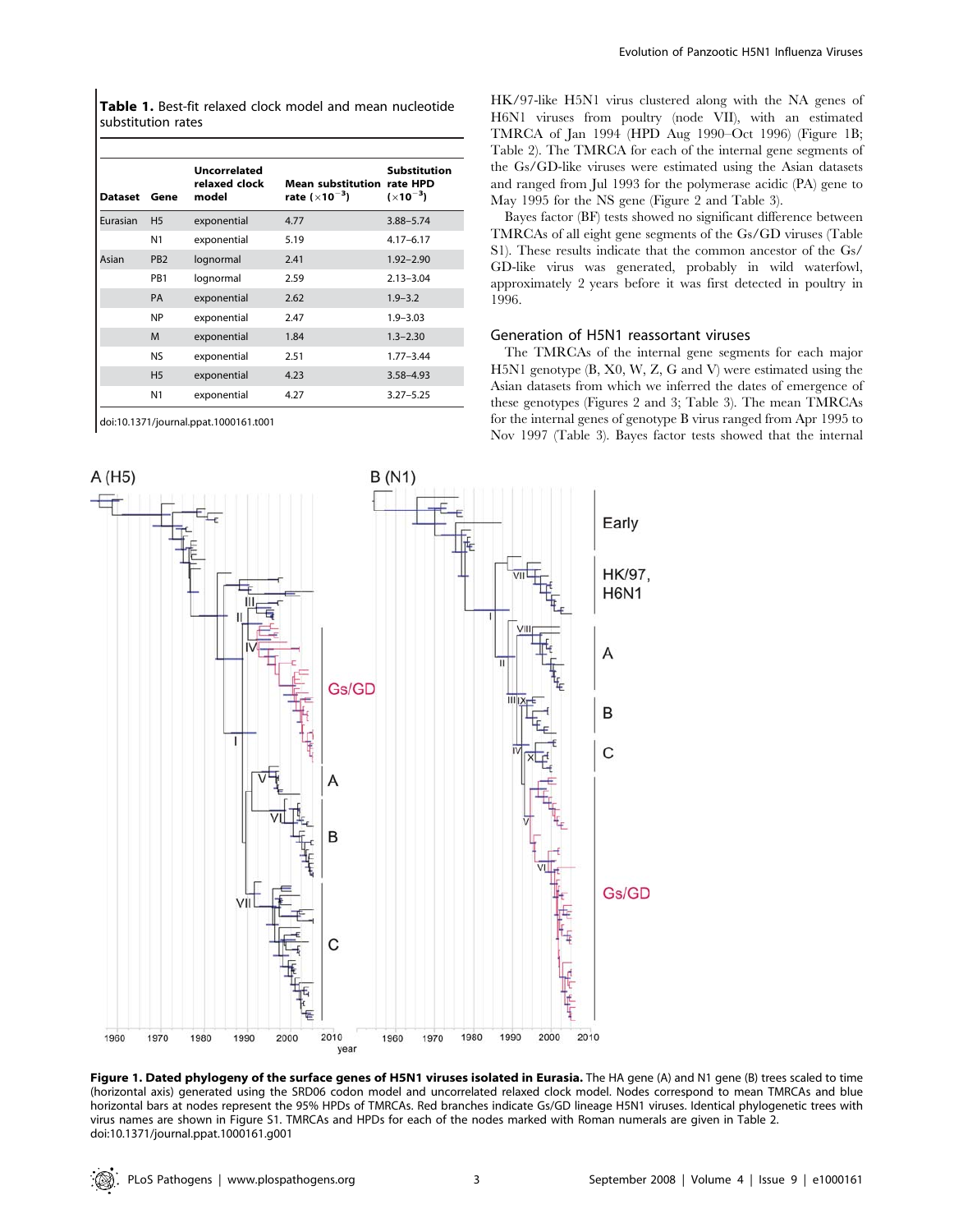**Table 1.** Best-fit relaxed clock model and mean nucleotide substitution rates

| Dataset | Gene | Uncorrelated relaxed clock model | Mean substitution rate ($\times10^{-3}$) | Substitution rate HPD ($\times10^{-3}$) |
|---|---|---|---|---|
| Eurasian | H5 | exponential | 4.77 | 3.88–5.74 |
| | N1 | exponential | 5.19 | 4.17–6.17 |
| Asian | PB2 | lognormal | 2.41 | 1.92–2.90 |
| | PB1 | lognormal | 2.59 | 2.13–3.04 |
| | PA | exponential | 2.62 | 1.9–3.2 |
| | NP | exponential | 2.47 | 1.9–3.03 |
| | M | exponential | 1.84 | 1.3–2.30 |
| | NS | exponential | 2.51 | 1.77–3.44 |
| | H5 | exponential | 4.23 | 3.58–4.93 |
| | N1 | exponential | 4.27 | 3.27–5.25 |

doi:10.1371/journal.ppat.1000161.t001

HK/97-like H5N1 virus clustered along with the NA genes of H6N1 viruses from poultry (node VII), with an estimated TMRCA of Jan 1994 (HPD Aug 1990–Oct 1996) (Figure 1B; Table 2). The TMRCA for each of the internal gene segments of the Gs/GD-like viruses were estimated using the Asian datasets and ranged from Jul 1993 for the polymerase acidic (PA) gene to May 1995 for the NS gene (Figure 2 and Table 3).

Bayes factor (BF) tests showed no significant difference between TMRCAs of all eight gene segments of the Gs/GD viruses (Table S1). These results indicate that the common ancestor of the Gs/GD-like virus was generated, probably in wild waterfowl, approximately 2 years before it was first detected in poultry in 1996.

## Generation of H5N1 reassortant viruses

The TMRCAs of the internal gene segments for each major H5N1 genotype (B, X0, W, Z, G and V) were estimated using the Asian datasets from which we inferred the dates of emergence of these genotypes (Figures 2 and 3; Table 3). The mean TMRCAs for the internal genes of genotype B virus ranged from Apr 1995 to Nov 1997 (Table 3). Bayes factor tests showed that the internal

**Figure 1. Dated phylogeny of the surface genes of H5N1 viruses isolated in Eurasia.** The HA gene (A) and N1 gene (B) trees scaled to time (horizontal axis) generated using the SRD06 codon model and uncorrelated relaxed clock model. Nodes correspond to mean TMRCAs and blue horizontal bars at nodes represent the 95% HPDs of TMRCAs. Red branches indicate Gs/GD lineage H5N1 viruses. Identical phylogenetic trees with virus names are shown in Figure S1. TMRCAs and HPDs for each of the nodes marked with Roman numerals are given in Table 2.
doi:10.1371/journal.ppat.1000161.g001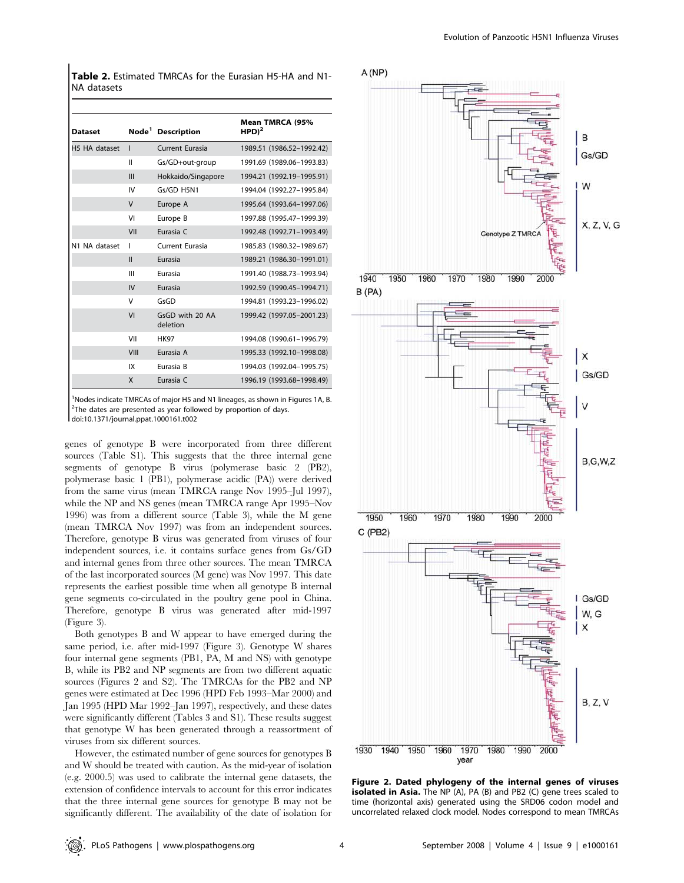**Table 2.** Estimated TMRCAs for the Eurasian H5-HA and N1-NA datasets

| Dataset | Node[1] | Description | Mean TMRCA (95% HPD)[2] |
|---|---|---|---|
| H5 HA dataset | I | Current Eurasia | 1989.51 (1986.52–1992.42) |
| | II | Gs/GD+out-group | 1991.69 (1989.06–1993.83) |
| | III | Hokkaido/Singapore | 1994.21 (1992.19–1995.91) |
| | IV | Gs/GD H5N1 | 1994.04 (1992.27–1995.84) |
| | V | Europe A | 1995.64 (1993.64–1997.06) |
| | VI | Europe B | 1997.88 (1995.47–1999.39) |
| | VII | Eurasia C | 1992.48 (1992.71–1993.49) |
| N1 NA dataset | I | Current Eurasia | 1985.83 (1980.32–1989.67) |
| | II | Eurasia | 1989.21 (1986.30–1991.01) |
| | III | Eurasia | 1991.40 (1988.73–1993.94) |
| | IV | Eurasia | 1992.59 (1990.45–1994.71) |
| | V | GsGD | 1994.81 (1993.23–1996.02) |
| | VI | GsGD with 20 AA deletion | 1999.42 (1997.05–2001.23) |
| | VII | HK97 | 1994.08 (1990.61–1996.79) |
| | VIII | Eurasia A | 1995.33 (1992.10–1998.08) |
| | IX | Eurasia B | 1994.03 (1992.04–1995.75) |
| | X | Eurasia C | 1996.19 (1993.68–1998.49) |

[1]Nodes indicate TMRCAs of major H5 and N1 lineages, as shown in Figures 1A, B.
[2]The dates are presented as year followed by proportion of days.
doi:10.1371/journal.ppat.1000161.t002

genes of genotype B were incorporated from three different sources (Table S1). This suggests that the three internal gene segments of genotype B virus (polymerase basic 2 (PB2), polymerase basic 1 (PB1), polymerase acidic (PA)) were derived from the same virus (mean TMRCA range Nov 1995–Jul 1997), while the NP and NS genes (mean TMRCA range Apr 1995–Nov 1996) was from a different source (Table 3), while the M gene (mean TMRCA Nov 1997) was from an independent sources. Therefore, genotype B virus was generated from viruses of four independent sources, i.e. it contains surface genes from Gs/GD and internal genes from three other sources. The mean TMRCA of the last incorporated sources (M gene) was Nov 1997. This date represents the earliest possible time when all genotype B internal gene segments co-circulated in the poultry gene pool in China. Therefore, genotype B virus was generated after mid-1997 (Figure 3).

Both genotypes B and W appear to have emerged during the same period, i.e. after mid-1997 (Figure 3). Genotype W shares four internal gene segments (PB1, PA, M and NS) with genotype B, while its PB2 and NP segments are from two different aquatic sources (Figures 2 and S2). The TMRCAs for the PB2 and NP genes were estimated at Dec 1996 (HPD Feb 1993–Mar 2000) and Jan 1995 (HPD Mar 1992–Jan 1997), respectively, and these dates were significantly different (Tables 3 and S1). These results suggest that genotype W has been generated through a reassortment of viruses from six different sources.

However, the estimated number of gene sources for genotypes B and W should be treated with caution. As the mid-year of isolation (e.g. 2000.5) was used to calibrate the internal gene datasets, the extension of confidence intervals to account for this error indicates that the three internal gene sources for genotype B may not be significantly different. The availability of the date of isolation for

**Figure 2. Dated phylogeny of the internal genes of viruses isolated in Asia.** The NP (A), PA (B) and PB2 (C) gene trees scaled to time (horizontal axis) generated using the SRD06 codon model and uncorrelated relaxed clock model. Nodes correspond to mean TMRCAs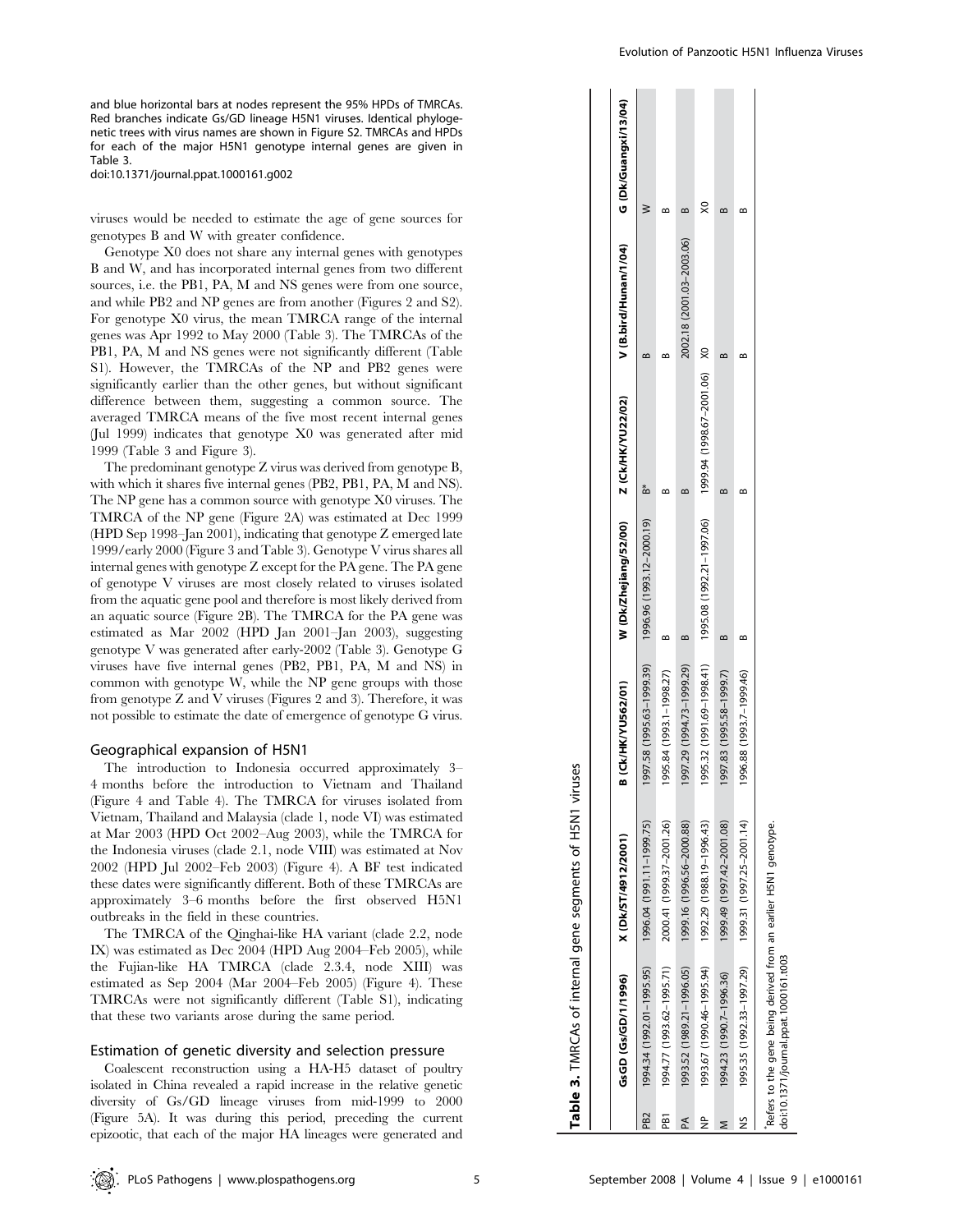and blue horizontal bars at nodes represent the 95% HPDs of TMRCAs. Red branches indicate Gs/GD lineage H5N1 viruses. Identical phylogenetic trees with virus names are shown in Figure S2. TMRCAs and HPDs for each of the major H5N1 genotype internal genes are given in Table 3.
doi:10.1371/journal.ppat.1000161.g002

viruses would be needed to estimate the age of gene sources for genotypes B and W with greater confidence.

Genotype X0 does not share any internal genes with genotypes B and W, and has incorporated internal genes from two different sources, i.e. the PB1, PA, M and NS genes were from one source, and while PB2 and NP genes are from another (Figures 2 and S2). For genotype X0 virus, the mean TMRCA range of the internal genes was Apr 1992 to May 2000 (Table 3). The TMRCAs of the PB1, PA, M and NS genes were not significantly different (Table S1). However, the TMRCAs of the NP and PB2 genes were significantly earlier than the other genes, but without significant difference between them, suggesting a common source. The averaged TMRCA means of the five most recent internal genes (Jul 1999) indicates that genotype X0 was generated after mid 1999 (Table 3 and Figure 3).

The predominant genotype Z virus was derived from genotype B, with which it shares five internal genes (PB2, PB1, PA, M and NS). The NP gene has a common source with genotype X0 viruses. The TMRCA of the NP gene (Figure 2A) was estimated at Dec 1999 (HPD Sep 1998–Jan 2001), indicating that genotype Z emerged late 1999/early 2000 (Figure 3 and Table 3). Genotype V virus shares all internal genes with genotype Z except for the PA gene. The PA gene of genotype V viruses are most closely related to viruses isolated from the aquatic gene pool and therefore is most likely derived from an aquatic source (Figure 2B). The TMRCA for the PA gene was estimated as Mar 2002 (HPD Jan 2001–Jan 2003), suggesting genotype V was generated after early-2002 (Table 3). Genotype G viruses have five internal genes (PB2, PB1, PA, M and NS) in common with genotype W, while the NP gene groups with those from genotype Z and V viruses (Figures 2 and 3). Therefore, it was not possible to estimate the date of emergence of genotype G virus.

## Geographical expansion of H5N1

The introduction to Indonesia occurred approximately 3–4 months before the introduction to Vietnam and Thailand (Figure 4 and Table 4). The TMRCA for viruses isolated from Vietnam, Thailand and Malaysia (clade 1, node VI) was estimated at Mar 2003 (HPD Oct 2002–Aug 2003), while the TMRCA for the Indonesia viruses (clade 2.1, node VIII) was estimated at Nov 2002 (HPD Jul 2002–Feb 2003) (Figure 4). A BF test indicated these dates were significantly different. Both of these TMRCAs are approximately 3–6 months before the first observed H5N1 outbreaks in the field in these countries.

The TMRCA of the Qinghai-like HA variant (clade 2.2, node IX) was estimated as Dec 2004 (HPD Aug 2004–Feb 2005), while the Fujian-like HA TMRCA (clade 2.3.4, node XIII) was estimated as Sep 2004 (Mar 2004–Feb 2005) (Figure 4). These TMRCAs were not significantly different (Table S1), indicating that these two variants arose during the same period.

## Estimation of genetic diversity and selection pressure

Coalescent reconstruction using a HA-H5 dataset of poultry isolated in China revealed a rapid increase in the relative genetic diversity of Gs/GD lineage viruses from mid-1999 to 2000 (Figure 5A). It was during this period, preceding the current epizootic, that each of the major HA lineages were generated and

**Table 3.** TMRCAs of internal gene segments of H5N1 viruses

| | GsGD (Gs/GD/1/1996) | X (Dk/ST/4912/2001) | B (Ck/HK/YU562/01) | W (Dk/Zhejiang/52/00) | Z (Ck/HK/YU22/02) | V (B.bird/Hunan/1/04) | G (Dk/Guangxi/13/04) |
|---|---|---|---|---|---|---|---|
| PB2 | 1994.34 (1992.01–1995.95) | 1996.04 (1991.11–1999.75) | 1997.58 (1995.63–1999.39) | 1996.96 (1993.12–2000.19) | B* | B | W |
| PB1 | 1994.77 (1993.62–1995.71) | 2000.41 (1999.37–2001.26) | 1995.84 (1993.1–1998.27) | B | B | B | B |
| PA | 1993.52 (1989.21–1996.05) | 1999.16 (1996.56–2000.88) | 1997.29 (1994.73–1999.29) | B | B | 2002.18 (2001.03–2003.06) | B |
| NP | 1993.67 (1990.46–1995.94) | 1992.29 (1988.19–1996.43) | 1995.32 (1991.69–1998.41) | 1995.08 (1992.21–1997.06) | 1999.94 (1998.67–2001.06) | X0 | X0 |
| M | 1994.23 (1990.7–1996.36) | 1999.49 (1997.42–2001.08) | 1997.83 (1995.58–1999.7) | B | B | B | B |
| NS | 1995.35 (1992.33–1997.29) | 1999.31 (1997.25–2001.14) | 1996.88 (1993.7–1999.46) | B | B | B | B |

*Refers to the gene being derived from an earlier H5N1 genotype.
doi:10.1371/journal.ppat.1000161.t003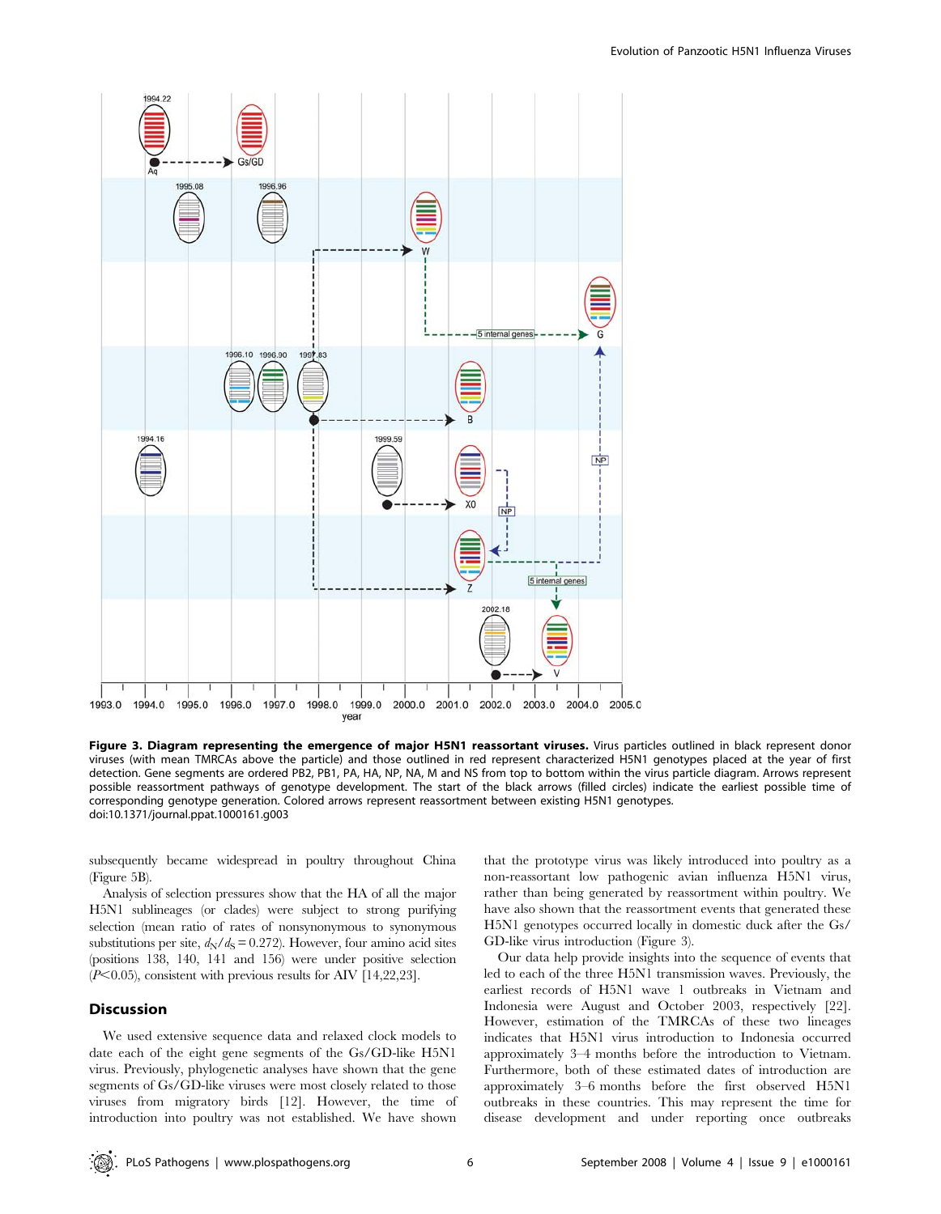**Figure 3. Diagram representing the emergence of major H5N1 reassortant viruses.** Virus particles outlined in black represent donor viruses (with mean TMRCAs above the particle) and those outlined in red represent characterized H5N1 genotypes placed at the year of first detection. Gene segments are ordered PB2, PB1, PA, HA, NP, NA, M and NS from top to bottom within the virus particle diagram. Arrows represent possible reassortment pathways of genotype development. The start of the black arrows (filled circles) indicate the earliest possible time of corresponding genotype generation. Colored arrows represent reassortment between existing H5N1 genotypes.
doi:10.1371/journal.ppat.1000161.g003

subsequently became widespread in poultry throughout China (Figure 5B).

Analysis of selection pressures show that the HA of all the major H5N1 sublineages (or clades) were subject to strong purifying selection (mean ratio of rates of nonsynonymous to synonymous substitutions per site, $d_N/d_S = 0.272$). However, four amino acid sites (positions 138, 140, 141 and 156) were under positive selection ($P<0.05$), consistent with previous results for AIV [14,22,23].

## Discussion

We used extensive sequence data and relaxed clock models to date each of the eight gene segments of the Gs/GD-like H5N1 virus. Previously, phylogenetic analyses have shown that the gene segments of Gs/GD-like viruses were most closely related to those viruses from migratory birds [12]. However, the time of introduction into poultry was not established. We have shown that the prototype virus was likely introduced into poultry as a non-reassortant low pathogenic avian influenza H5N1 virus, rather than being generated by reassortment within poultry. We have also shown that the reassortment events that generated these H5N1 genotypes occurred locally in domestic duck after the Gs/GD-like virus introduction (Figure 3).

Our data help provide insights into the sequence of events that led to each of the three H5N1 transmission waves. Previously, the earliest records of H5N1 wave 1 outbreaks in Vietnam and Indonesia were August and October 2003, respectively [22]. However, estimation of the TMRCAs of these two lineages indicates that H5N1 virus introduction to Indonesia occurred approximately 3–4 months before the introduction to Vietnam. Furthermore, both of these estimated dates of introduction are approximately 3–6 months before the first observed H5N1 outbreaks in these countries. This may represent the time for disease development and under reporting once outbreaks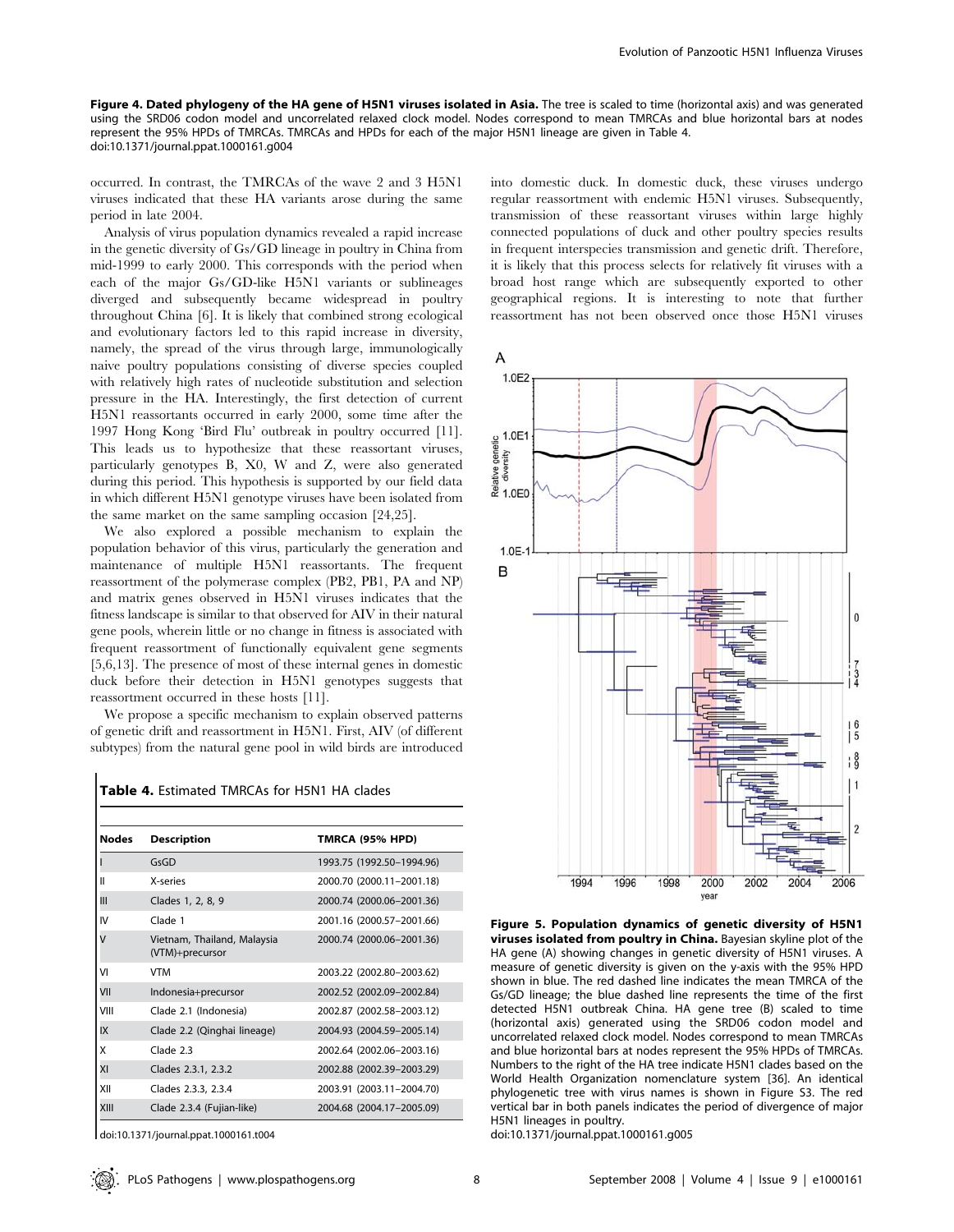**Figure 4. Dated phylogeny of the HA gene of H5N1 viruses isolated in Asia.** The tree is scaled to time (horizontal axis) and was generated using the SRD06 codon model and uncorrelated relaxed clock model. Nodes correspond to mean TMRCAs and blue horizontal bars at nodes represent the 95% HPDs of TMRCAs. TMRCAs and HPDs for each of the major H5N1 lineage are given in Table 4.
doi:10.1371/journal.ppat.1000161.g004

occurred. In contrast, the TMRCAs of the wave 2 and 3 H5N1 viruses indicated that these HA variants arose during the same period in late 2004.

Analysis of virus population dynamics revealed a rapid increase in the genetic diversity of Gs/GD lineage in poultry in China from mid-1999 to early 2000. This corresponds with the period when each of the major Gs/GD-like H5N1 variants or sublineages diverged and subsequently became widespread in poultry throughout China [6]. It is likely that combined strong ecological and evolutionary factors led to this rapid increase in diversity, namely, the spread of the virus through large, immunologically naive poultry populations consisting of diverse species coupled with relatively high rates of nucleotide substitution and selection pressure in the HA. Interestingly, the first detection of current H5N1 reassortants occurred in early 2000, some time after the 1997 Hong Kong 'Bird Flu' outbreak in poultry occurred [11]. This leads us to hypothesize that these reassortant viruses, particularly genotypes B, X0, W and Z, were also generated during this period. This hypothesis is supported by our field data in which different H5N1 genotype viruses have been isolated from the same market on the same sampling occasion [24,25].

We also explored a possible mechanism to explain the population behavior of this virus, particularly the generation and maintenance of multiple H5N1 reassortants. The frequent reassortment of the polymerase complex (PB2, PB1, PA and NP) and matrix genes observed in H5N1 viruses indicates that the fitness landscape is similar to that observed for AIV in their natural gene pools, wherein little or no change in fitness is associated with frequent reassortment of functionally equivalent gene segments [5,6,13]. The presence of most of these internal genes in domestic duck before their detection in H5N1 genotypes suggests that reassortment occurred in these hosts [11].

We propose a specific mechanism to explain observed patterns of genetic drift and reassortment in H5N1. First, AIV (of different subtypes) from the natural gene pool in wild birds are introduced into domestic duck. In domestic duck, these viruses undergo regular reassortment with endemic H5N1 viruses. Subsequently, transmission of these reassortant viruses within large highly connected populations of duck and other poultry species results in frequent interspecies transmission and genetic drift. Therefore, it is likely that this process selects for relatively fit viruses with a broad host range which are subsequently exported to other geographical regions. It is interesting to note that further reassortment has not been observed once those H5N1 viruses

**Table 4.** Estimated TMRCAs for H5N1 HA clades

| Nodes | Description | TMRCA (95% HPD) |
|---|---|---|
| I | GsGD | 1993.75 (1992.50–1994.96) |
| II | X-series | 2000.70 (2000.11–2001.18) |
| III | Clades 1, 2, 8, 9 | 2000.74 (2000.06–2001.36) |
| IV | Clade 1 | 2001.16 (2000.57–2001.66) |
| V | Vietnam, Thailand, Malaysia (VTM)+precursor | 2000.74 (2000.06–2001.36) |
| VI | VTM | 2003.22 (2002.80–2003.62) |
| VII | Indonesia+precursor | 2002.52 (2002.09–2002.84) |
| VIII | Clade 2.1 (Indonesia) | 2002.87 (2002.58–2003.12) |
| IX | Clade 2.2 (Qinghai lineage) | 2004.93 (2004.59–2005.14) |
| X | Clade 2.3 | 2002.64 (2002.06–2003.16) |
| XI | Clades 2.3.1, 2.3.2 | 2002.88 (2002.39–2003.29) |
| XII | Clades 2.3.3, 2.3.4 | 2003.91 (2003.11–2004.70) |
| XIII | Clade 2.3.4 (Fujian-like) | 2004.68 (2004.17–2005.09) |

doi:10.1371/journal.ppat.1000161.t004

**Figure 5. Population dynamics of genetic diversity of H5N1 viruses isolated from poultry in China.** Bayesian skyline plot of the HA gene (A) showing changes in genetic diversity of H5N1 viruses. A measure of genetic diversity is given on the y-axis with the 95% HPD shown in blue. The red dashed line indicates the mean TMRCA of the Gs/GD lineage; the blue dashed line represents the time of the first detected H5N1 outbreak China. HA gene tree (B) scaled to time (horizontal axis) generated using the SRD06 codon model and uncorrelated relaxed clock model. Nodes correspond to mean TMRCAs and blue horizontal bars at nodes represent the 95% HPDs of TMRCAs. Numbers to the right of the HA tree indicate H5N1 clades based on the World Health Organization nomenclature system [36]. An identical phylogenetic tree with virus names is shown in Figure S3. The red vertical bar in both panels indicates the period of divergence of major H5N1 lineages in poultry.
doi:10.1371/journal.ppat.1000161.g005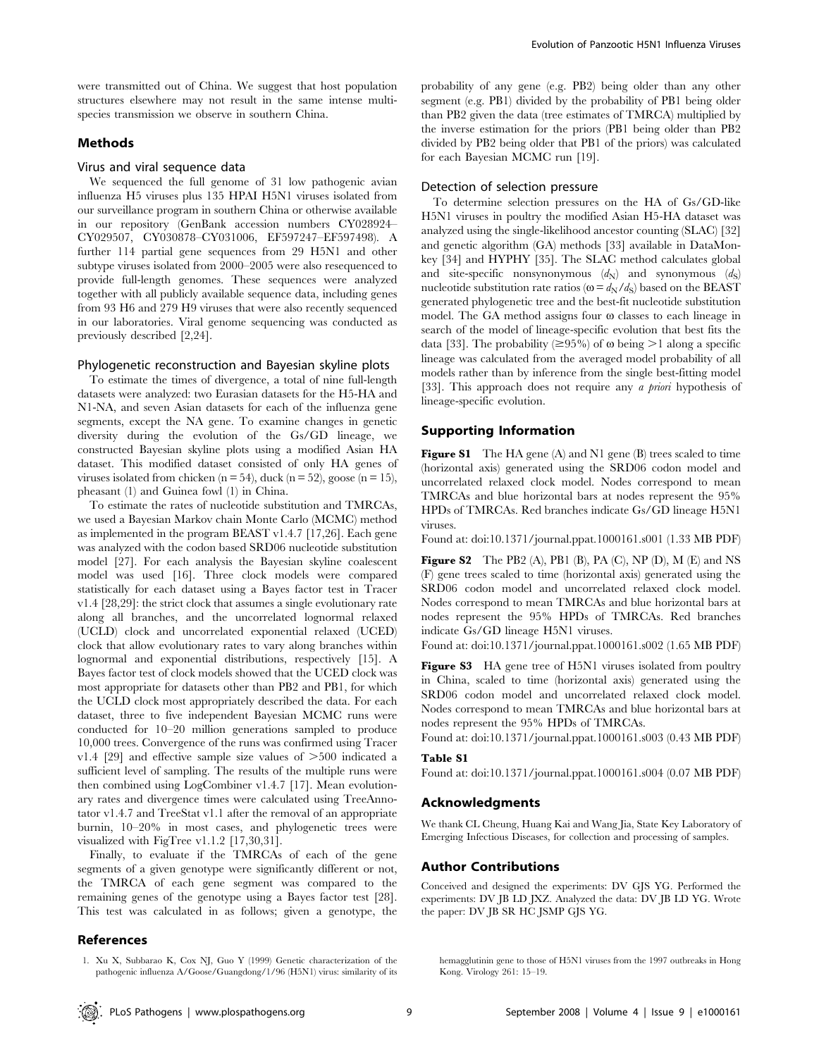were transmitted out of China. We suggest that host population structures elsewhere may not result in the same intense multi-species transmission we observe in southern China.

## Methods

### Virus and viral sequence data

We sequenced the full genome of 31 low pathogenic avian influenza H5 viruses plus 135 HPAI H5N1 viruses isolated from our surveillance program in southern China or otherwise available in our repository (GenBank accession numbers CY028924–CY029507, CY030878–CY031006, EF597247–EF597498). A further 114 partial gene sequences from 29 H5N1 and other subtype viruses isolated from 2000–2005 were also resequenced to provide full-length genomes. These sequences were analyzed together with all publicly available sequence data, including genes from 93 H6 and 279 H9 viruses that were also recently sequenced in our laboratories. Viral genome sequencing was conducted as previously described [2,24].

### Phylogenetic reconstruction and Bayesian skyline plots

To estimate the times of divergence, a total of nine full-length datasets were analyzed: two Eurasian datasets for the H5-HA and N1-NA, and seven Asian datasets for each of the influenza gene segments, except the NA gene. To examine changes in genetic diversity during the evolution of the Gs/GD lineage, we constructed Bayesian skyline plots using a modified Asian HA dataset. This modified dataset consisted of only HA genes of viruses isolated from chicken (n = 54), duck (n = 52), goose (n = 15), pheasant (1) and Guinea fowl (1) in China.

To estimate the rates of nucleotide substitution and TMRCAs, we used a Bayesian Markov chain Monte Carlo (MCMC) method as implemented in the program BEAST v1.4.7 [17,26]. Each gene was analyzed with the codon based SRD06 nucleotide substitution model [27]. For each analysis the Bayesian skyline coalescent model was used [16]. Three clock models were compared statistically for each dataset using a Bayes factor test in Tracer v1.4 [28,29]: the strict clock that assumes a single evolutionary rate along all branches, and the uncorrelated lognormal relaxed (UCLD) clock and uncorrelated exponential relaxed (UCED) clock that allow evolutionary rates to vary along branches within lognormal and exponential distributions, respectively [15]. A Bayes factor test of clock models showed that the UCED clock was most appropriate for datasets other than PB2 and PB1, for which the UCLD clock most appropriately described the data. For each dataset, three to five independent Bayesian MCMC runs were conducted for 10–20 million generations sampled to produce 10,000 trees. Convergence of the runs was confirmed using Tracer v1.4 [29] and effective sample size values of >500 indicated a sufficient level of sampling. The results of the multiple runs were then combined using LogCombiner v1.4.7 [17]. Mean evolutionary rates and divergence times were calculated using TreeAnnotator v1.4.7 and TreeStat v1.1 after the removal of an appropriate burnin, 10–20% in most cases, and phylogenetic trees were visualized with FigTree v1.1.2 [17,30,31].

Finally, to evaluate if the TMRCAs of each of the gene segments of a given genotype were significantly different or not, the TMRCA of each gene segment was compared to the remaining genes of the genotype using a Bayes factor test [28]. This test was calculated in as follows; given a genotype, the probability of any gene (e.g. PB2) being older than any other segment (e.g. PB1) divided by the probability of PB1 being older than PB2 given the data (tree estimates of TMRCA) multiplied by the inverse estimation for the priors (PB1 being older than PB2 divided by PB2 being older that PB1 of the priors) was calculated for each Bayesian MCMC run [19].

### Detection of selection pressure

To determine selection pressures on the HA of Gs/GD-like H5N1 viruses in poultry the modified Asian H5-HA dataset was analyzed using the single-likelihood ancestor counting (SLAC) [32] and genetic algorithm (GA) methods [33] available in DataMonkey [34] and HYPHY [35]. The SLAC method calculates global and site-specific nonsynonymous ($d_N$) and synonymous ($d_S$) nucleotide substitution rate ratios ($\omega = d_N/d_S$) based on the BEAST generated phylogenetic tree and the best-fit nucleotide substitution model. The GA method assigns four $\omega$ classes to each lineage in search of the model of lineage-specific evolution that best fits the data [33]. The probability ($\geq$95%) of $\omega$ being >1 along a specific lineage was calculated from the averaged model probability of all models rather than by inference from the single best-fitting model [33]. This approach does not require any *a priori* hypothesis of lineage-specific evolution.

## Supporting Information

**Figure S1** The HA gene (A) and N1 gene (B) trees scaled to time (horizontal axis) generated using the SRD06 codon model and uncorrelated relaxed clock model. Nodes correspond to mean TMRCAs and blue horizontal bars at nodes represent the 95% HPDs of TMRCAs. Red branches indicate Gs/GD lineage H5N1 viruses.

Found at: doi:10.1371/journal.ppat.1000161.s001 (1.33 MB PDF)

**Figure S2** The PB2 (A), PB1 (B), PA (C), NP (D), M (E) and NS (F) gene trees scaled to time (horizontal axis) generated using the SRD06 codon model and uncorrelated relaxed clock model. Nodes correspond to mean TMRCAs and blue horizontal bars at nodes represent the 95% HPDs of TMRCAs. Red branches indicate Gs/GD lineage H5N1 viruses.

Found at: doi:10.1371/journal.ppat.1000161.s002 (1.65 MB PDF)

**Figure S3** HA gene tree of H5N1 viruses isolated from poultry in China, scaled to time (horizontal axis) generated using the SRD06 codon model and uncorrelated relaxed clock model. Nodes correspond to mean TMRCAs and blue horizontal bars at nodes represent the 95% HPDs of TMRCAs.

Found at: doi:10.1371/journal.ppat.1000161.s003 (0.43 MB PDF)

**Table S1**

Found at: doi:10.1371/journal.ppat.1000161.s004 (0.07 MB PDF)

## Acknowledgments

We thank CL Cheung, Huang Kai and Wang Jia, State Key Laboratory of Emerging Infectious Diseases, for collection and processing of samples.

## Author Contributions

Conceived and designed the experiments: DV GJS YG. Performed the experiments: DV JB LD JXZ. Analyzed the data: DV JB LD YG. Wrote the paper: DV JB SR HC JSMP GJS YG.

## References

1. Xu X, Subbarao K, Cox NJ, Guo Y (1999) Genetic characterization of the pathogenic influenza A/Goose/Guangdong/1/96 (H5N1) virus: similarity of its hemagglutinin gene to those of H5N1 viruses from the 1997 outbreaks in Hong Kong. Virology 261: 15–19.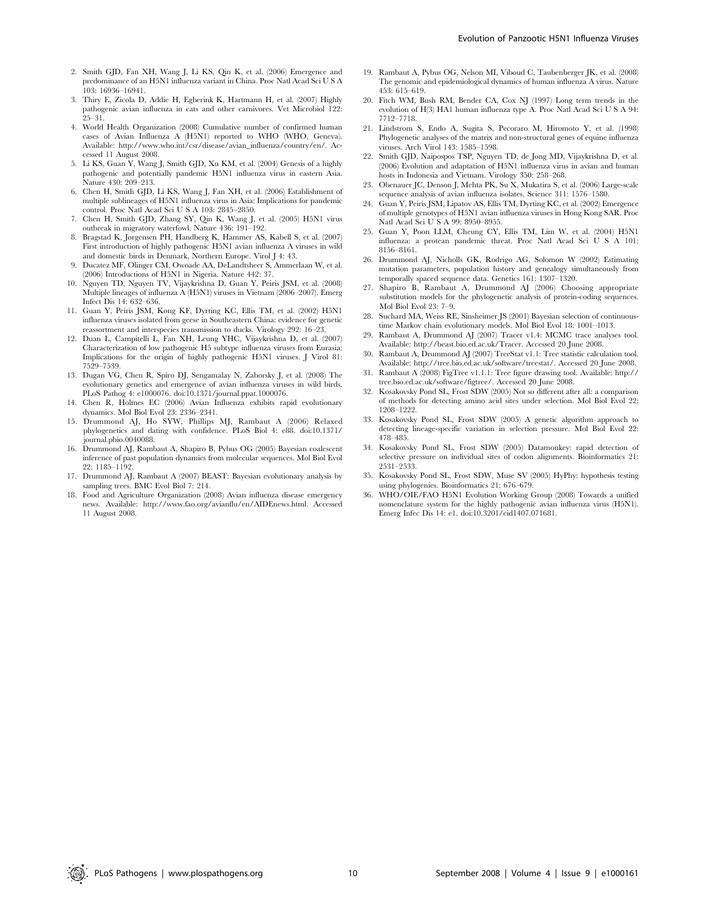2. Smith GJD, Fan XH, Wang J, Li KS, Qin K, et al. (2006) Emergence and predominance of an H5N1 influenza variant in China. Proc Natl Acad Sci U S A 103: 16936–16941.
3. Thiry E, Zicola D, Addie H, Egberink K, Hartmann H, et al. (2007) Highly pathogenic avian influenza in cats and other carnivores. Vet Microbiol 122: 25–31.
4. World Health Organization (2008) Cumulative number of confirmed human cases of Avian Influenza A (H5N1) reported to WHO (WHO, Geneva). Available: http://www.who.int/csr/disease/avian_influenza/country/en/. Accessed 11 August 2008.
5. Li KS, Guan Y, Wang J, Smith GJD, Xu KM, et al. (2004) Genesis of a highly pathogenic and potentially pandemic H5N1 influenza virus in eastern Asia. Nature 430: 209–213.
6. Chen H, Smith GJD, Li KS, Wang J, Fan XH, et al. (2006) Establishment of multiple sublineages of H5N1 influenza virus in Asia: Implications for pandemic control. Proc Natl Acad Sci U S A 103: 2845–2850.
7. Chen H, Smith GJD, Zhang SY, Qin K, Wang J, et al. (2005) H5N1 virus outbreak in migratory waterfowl. Nature 436: 191–192.
8. Bragstad K, Jørgensen PH, Handberg K, Hammer AS, Kabell S, et al. (2007) First introduction of highly pathogenic H5N1 avian influenza A viruses in wild and domestic birds in Denmark, Northern Europe. Virol J 4: 43.
9. Ducatez MF, Olinger CM, Owoade AA, DeLandtsheer S, Ammerlaan W, et al. (2006) Introductions of H5N1 in Nigeria. Nature 442: 37.
10. Nguyen TD, Nguyen TV, Vijaykrishna D, Guan Y, Peiris JSM, et al. (2008) Multiple lineages of influenza A (H5N1) viruses in Vietnam (2006–2007). Emerg Infect Dis 14: 632–636.
11. Guan Y, Peiris JSM, Kong KF, Dyrting KC, Ellis TM, et al. (2002) H5N1 influenza viruses isolated from geese in Southeastern China: evidence for genetic reassortment and interspecies transmission to ducks. Virology 292: 16–23.
12. Duan L, Campitelli L, Fan XH, Leung YHC, Vijaykrishna D, et al. (2007) Characterization of low pathogenic H5 subtype influenza viruses from Eurasia: Implications for the origin of highly pathogenic H5N1 viruses. J Virol 81: 7529–7539.
13. Dugan VG, Chen R, Spiro DJ, Sengamalay N, Zaborsky J, et al. (2008) The evolutionary genetics and emergence of avian influenza viruses in wild birds. PLoS Pathog 4: e1000076. doi:10.1371/journal.ppat.1000076.
14. Chen R, Holmes EC (2006) Avian Influenza exhibits rapid evolutionary dynamics. Mol Biol Evol 23: 2336–2341.
15. Drummond AJ, Ho SYW, Phillips MJ, Rambaut A (2006) Relaxed phylogenetics and dating with confidence. PLoS Biol 4: e88. doi:10.1371/journal.pbio.0040088.
16. Drummond AJ, Rambaut A, Shapiro B, Pybus OG (2005) Bayesian coalescent inference of past population dynamics from molecular sequences. Mol Biol Evol 22: 1185–1192.
17. Drummond AJ, Rambaut A (2007) BEAST: Bayesian evolutionary analysis by sampling trees. BMC Evol Biol 7: 214.
18. Food and Agriculture Organization (2008) Avian influenza disease emergency news. Available: http://www.fao.org/avianflu/en/AIDEnews.html. Accessed 11 August 2008.
19. Rambaut A, Pybus OG, Nelson MI, Viboud C, Taubenberger JK, et al. (2008) The genomic and epidemiological dynamics of human influenza A virus. Nature 453: 615–619.
20. Fitch WM, Bush RM, Bender CA, Cox NJ (1997) Long term trends in the evolution of H(3) HA1 human influenza type A. Proc Natl Acad Sci U S A 94: 7712–7718.
21. Lindstrom S, Endo A, Sugita S, Pecoraro M, Hiromoto Y, et al. (1998) Phylogenetic analyses of the matrix and non-structural genes of equine influenza viruses. Arch Virol 143: 1585–1598.
22. Smith GJD, Naipospos TSP, Nguyen TD, de Jong MD, Vijaykrishna D, et al. (2006) Evolution and adaptation of H5N1 influenza virus in avian and human hosts in Indonesia and Vietnam. Virology 350: 258–268.
23. Obenauer JC, Denson J, Mehta PK, Su X, Mukatira S, et al. (2006) Large-scale sequence analysis of avian influenza isolates. Science 311: 1576–1580.
24. Guan Y, Peiris JSM, Lipatov AS, Ellis TM, Dyrting KC, et al. (2002) Emergence of multiple genotypes of H5N1 avian influenza viruses in Hong Kong SAR. Proc Natl Acad Sci U S A 99: 8950–8955.
25. Guan Y, Poon LLM, Cheung CY, Ellis TM, Lim W, et al. (2004) H5N1 influenza: a protean pandemic threat. Proc Natl Acad Sci U S A 101: 8156–8161.
26. Drummond AJ, Nicholls GK, Rodrigo AG, Solomon W (2002) Estimating mutation parameters, population history and genealogy simultaneously from temporally spaced sequence data. Genetics 161: 1307–1320.
27. Shapiro B, Rambaut A, Drummond AJ (2006) Choosing appropriate substitution models for the phylogenetic analysis of protein-coding sequences. Mol Biol Evol 23: 7–9.
28. Suchard MA, Weiss RE, Sinsheimer JS (2001) Bayesian selection of continuous-time Markov chain evolutionary models. Mol Biol Evol 18: 1001–1013.
29. Rambaut A, Drummond AJ (2007) Tracer v1.4: MCMC trace analyses tool. Available: http://beast.bio.ed.ac.uk/Tracer. Accessed 20 June 2008.
30. Rambaut A, Drummond AJ (2007) TreeStat v1.1: Tree statistic calculation tool. Available: http://tree.bio.ed.ac.uk/software/treestat/. Accessed 20 June 2008.
31. Rambaut A (2008) FigTree v1.1.1: Tree figure drawing tool. Available: http://tree.bio.ed.ac.uk/software/figtree/. Accessed 20 June 2008.
32. Kosakovsky Pond SL, Frost SDW (2005) Not so different after all: a comparison of methods for detecting amino acid sites under selection. Mol Biol Evol 22: 1208–1222.
33. Kosakovsky Pond SL, Frost SDW (2005) A genetic algorithm approach to detecting lineage-specific variation in selection pressure. Mol Biol Evol 22: 478–485.
34. Kosakovsky Pond SL, Frost SDW (2005) Datamonkey: rapid detection of selective pressure on individual sites of codon alignments. Bioinformatics 21: 2531–2533.
35. Kosakovsky Pond SL, Frost SDW, Muse SV (2005) HyPhy: hypothesis testing using phylogenies. Bioinformatics 21: 676–679.
36. WHO/OIE/FAO H5N1 Evolution Working Group (2008) Towards a unified nomenclature system for the highly pathogenic avian influenza virus (H5N1). Emerg Infec Dis 14: e1. doi:10.3201/eid1407.071681.